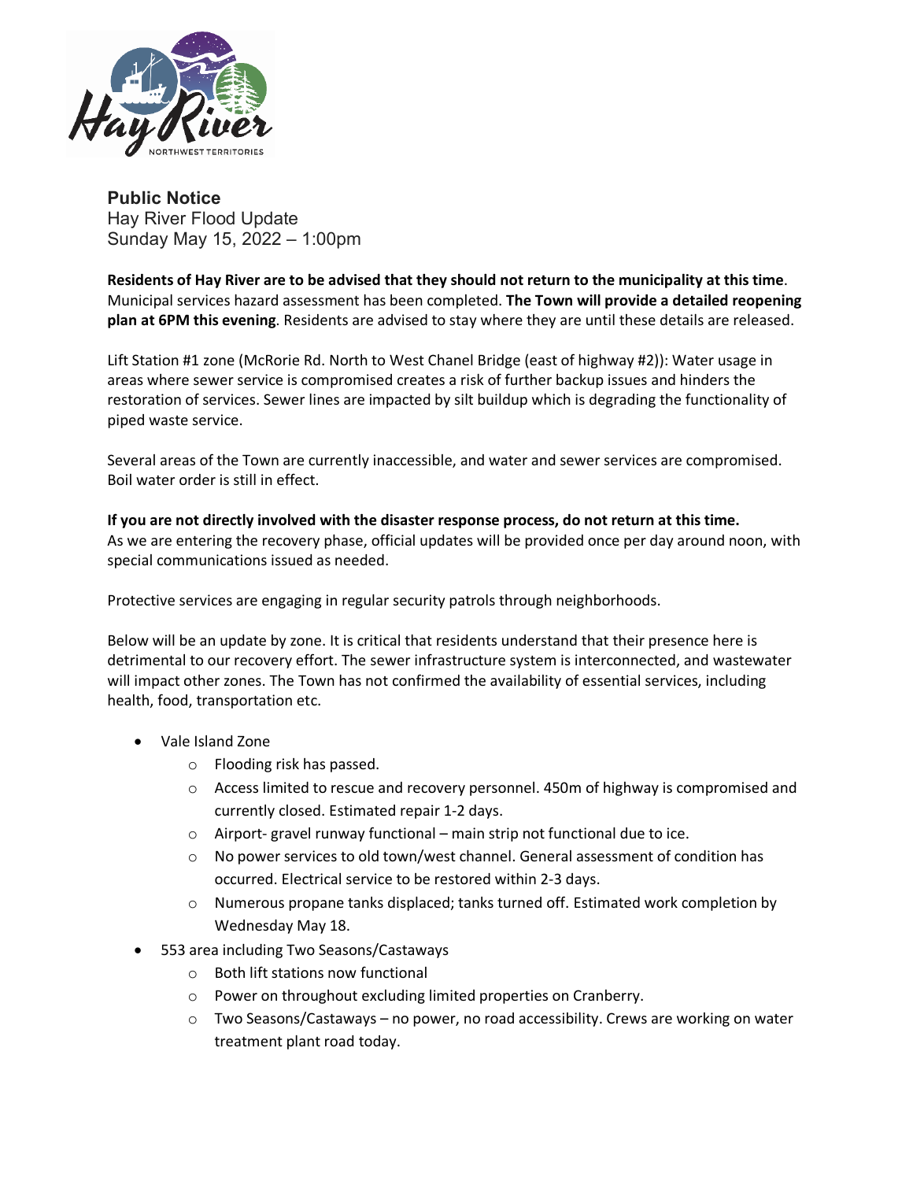**Public Notice**
Hay River Flood Update
Sunday May 15, 2022 – 1:00pm

**Residents of Hay River are to be advised that they should not return to the municipality at this time**. Municipal services hazard assessment has been completed. **The Town will provide a detailed reopening plan at 6PM this evening**. Residents are advised to stay where they are until these details are released.

Lift Station #1 zone (McRorie Rd. North to West Chanel Bridge (east of highway #2)): Water usage in areas where sewer service is compromised creates a risk of further backup issues and hinders the restoration of services. Sewer lines are impacted by silt buildup which is degrading the functionality of piped waste service.

Several areas of the Town are currently inaccessible, and water and sewer services are compromised. Boil water order is still in effect.

**If you are not directly involved with the disaster response process, do not return at this time.**
As we are entering the recovery phase, official updates will be provided once per day around noon, with special communications issued as needed.

Protective services are engaging in regular security patrols through neighborhoods.

Below will be an update by zone. It is critical that residents understand that their presence here is detrimental to our recovery effort. The sewer infrastructure system is interconnected, and wastewater will impact other zones. The Town has not confirmed the availability of essential services, including health, food, transportation etc.

- Vale Island Zone
  - Flooding risk has passed.
  - Access limited to rescue and recovery personnel. 450m of highway is compromised and currently closed. Estimated repair 1-2 days.
  - Airport- gravel runway functional – main strip not functional due to ice.
  - No power services to old town/west channel. General assessment of condition has occurred. Electrical service to be restored within 2-3 days.
  - Numerous propane tanks displaced; tanks turned off. Estimated work completion by Wednesday May 18.
- 553 area including Two Seasons/Castaways
  - Both lift stations now functional
  - Power on throughout excluding limited properties on Cranberry.
  - Two Seasons/Castaways – no power, no road accessibility. Crews are working on water treatment plant road today.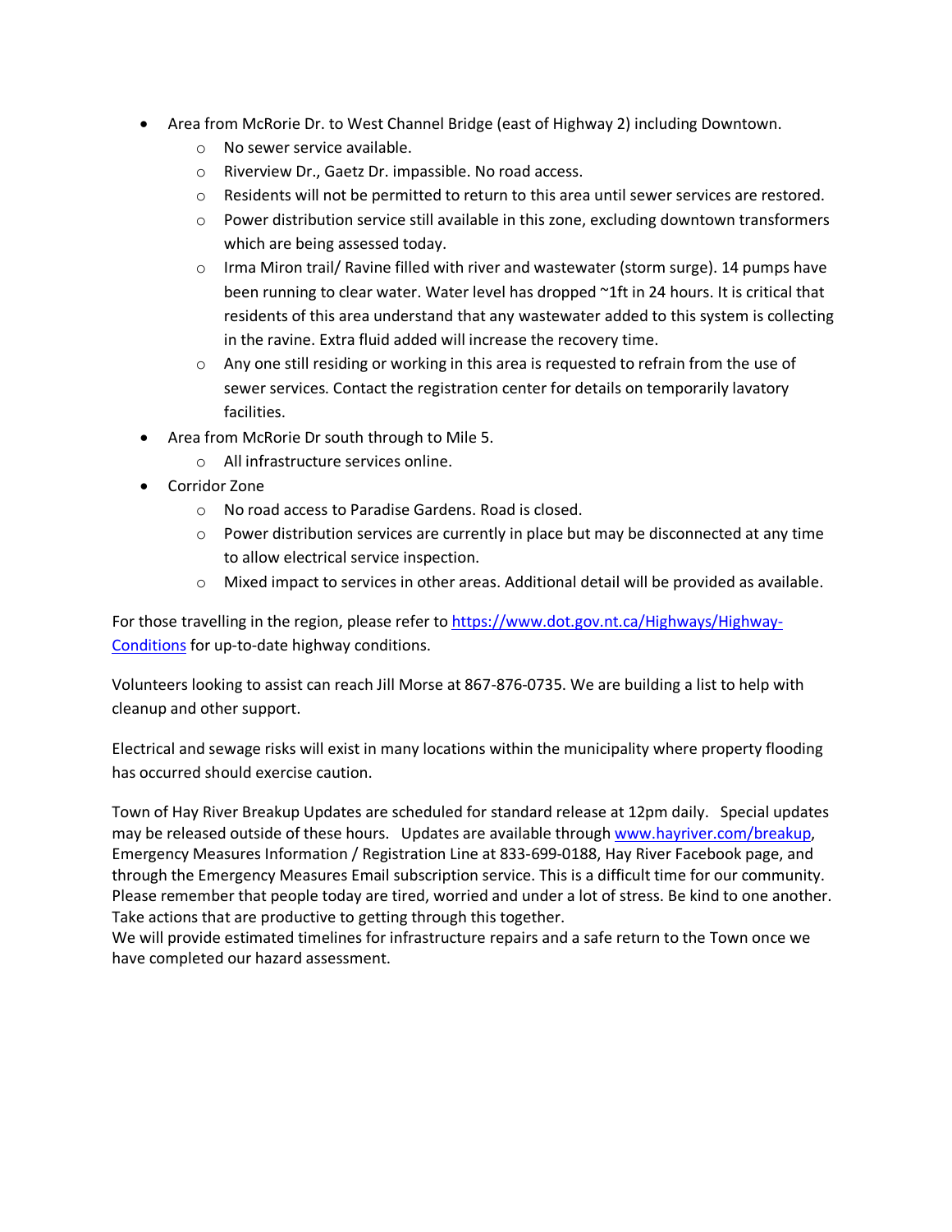- Area from McRorie Dr. to West Channel Bridge (east of Highway 2) including Downtown.
  - No sewer service available.
  - Riverview Dr., Gaetz Dr. impassible. No road access.
  - Residents will not be permitted to return to this area until sewer services are restored.
  - Power distribution service still available in this zone, excluding downtown transformers which are being assessed today.
  - Irma Miron trail/ Ravine filled with river and wastewater (storm surge). 14 pumps have been running to clear water. Water level has dropped ~1ft in 24 hours. It is critical that residents of this area understand that any wastewater added to this system is collecting in the ravine. Extra fluid added will increase the recovery time.
  - Any one still residing or working in this area is requested to refrain from the use of sewer services. Contact the registration center for details on temporarily lavatory facilities.
- Area from McRorie Dr south through to Mile 5.
  - All infrastructure services online.
- Corridor Zone
  - No road access to Paradise Gardens. Road is closed.
  - Power distribution services are currently in place but may be disconnected at any time to allow electrical service inspection.
  - Mixed impact to services in other areas. Additional detail will be provided as available.

For those travelling in the region, please refer to [https://www.dot.gov.nt.ca/Highways/Highway-Conditions](https://www.dot.gov.nt.ca/Highways/Highway-Conditions) for up-to-date highway conditions.

Volunteers looking to assist can reach Jill Morse at 867-876-0735. We are building a list to help with cleanup and other support.

Electrical and sewage risks will exist in many locations within the municipality where property flooding has occurred should exercise caution.

Town of Hay River Breakup Updates are scheduled for standard release at 12pm daily. Special updates may be released outside of these hours. Updates are available through [www.hayriver.com/breakup](www.hayriver.com/breakup), Emergency Measures Information / Registration Line at 833-699-0188, Hay River Facebook page, and through the Emergency Measures Email subscription service. This is a difficult time for our community. Please remember that people today are tired, worried and under a lot of stress. Be kind to one another. Take actions that are productive to getting through this together.
We will provide estimated timelines for infrastructure repairs and a safe return to the Town once we have completed our hazard assessment.